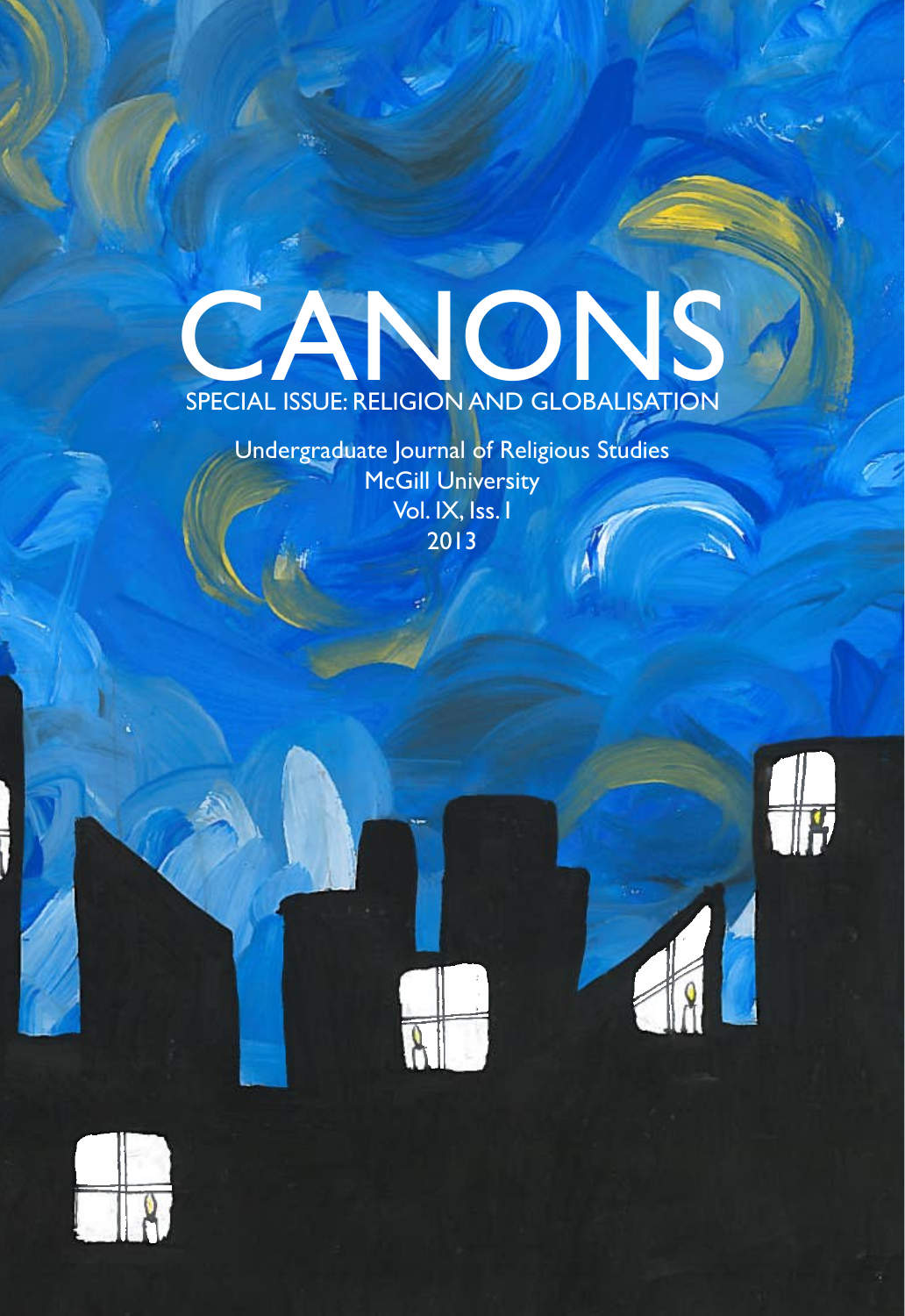# CANONS

SPECIAL ISSUE: RELIGION AND GLOBALISATION

Undergraduate Journal of Religious Studies
McGill University
Vol. IX, Iss. I
2013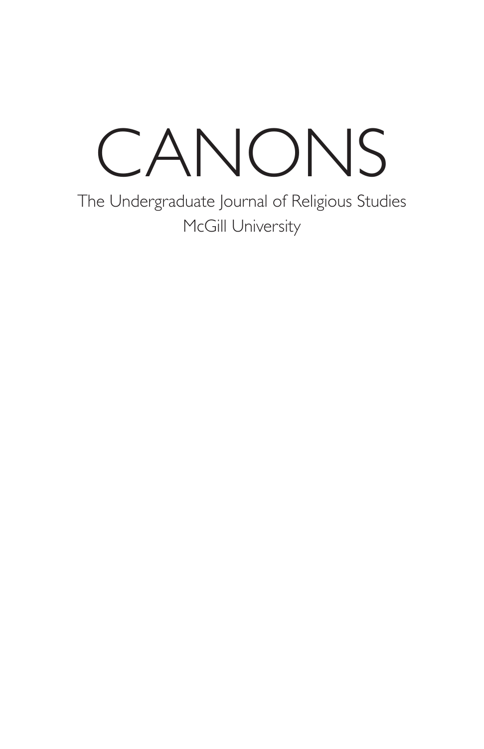# CANONS

The Undergraduate Journal of Religious Studies

McGill University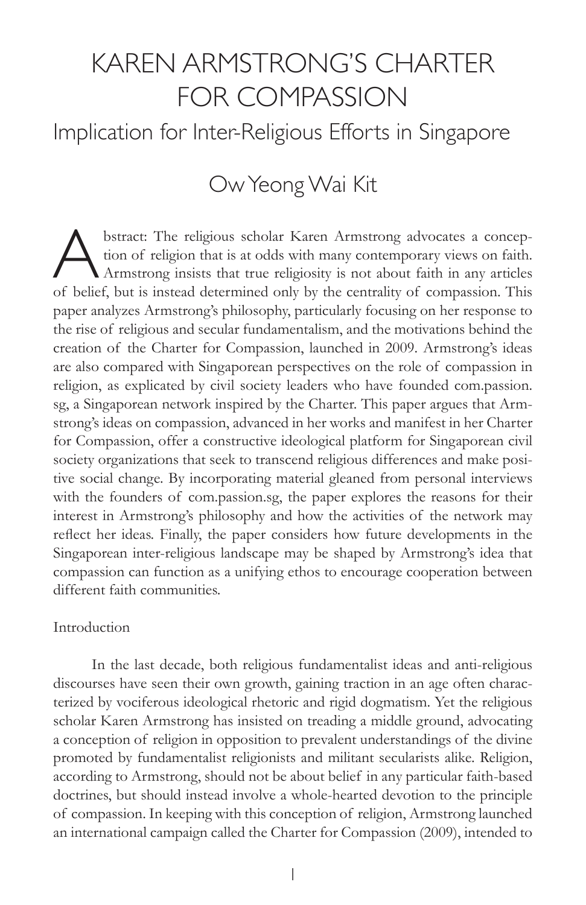# KAREN ARMSTRONG'S CHARTER FOR COMPASSION

## Implication for Inter-Religious Efforts in Singapore

### Ow Yeong Wai Kit

Abstract: The religious scholar Karen Armstrong advocates a conception of religion that is at odds with many contemporary views on faith. Armstrong insists that true religiosity is not about faith in any articles of belief, but is instead determined only by the centrality of compassion. This paper analyzes Armstrong's philosophy, particularly focusing on her response to the rise of religious and secular fundamentalism, and the motivations behind the creation of the Charter for Compassion, launched in 2009. Armstrong's ideas are also compared with Singaporean perspectives on the role of compassion in religion, as explicated by civil society leaders who have founded com.passion.sg, a Singaporean network inspired by the Charter. This paper argues that Armstrong's ideas on compassion, advanced in her works and manifest in her Charter for Compassion, offer a constructive ideological platform for Singaporean civil society organizations that seek to transcend religious differences and make positive social change. By incorporating material gleaned from personal interviews with the founders of com.passion.sg, the paper explores the reasons for their interest in Armstrong's philosophy and how the activities of the network may reflect her ideas. Finally, the paper considers how future developments in the Singaporean inter-religious landscape may be shaped by Armstrong's idea that compassion can function as a unifying ethos to encourage cooperation between different faith communities.

Introduction

In the last decade, both religious fundamentalist ideas and anti-religious discourses have seen their own growth, gaining traction in an age often characterized by vociferous ideological rhetoric and rigid dogmatism. Yet the religious scholar Karen Armstrong has insisted on treading a middle ground, advocating a conception of religion in opposition to prevalent understandings of the divine promoted by fundamentalist religionists and militant secularists alike. Religion, according to Armstrong, should not be about belief in any particular faith-based doctrines, but should instead involve a whole-hearted devotion to the principle of compassion. In keeping with this conception of religion, Armstrong launched an international campaign called the Charter for Compassion (2009), intended to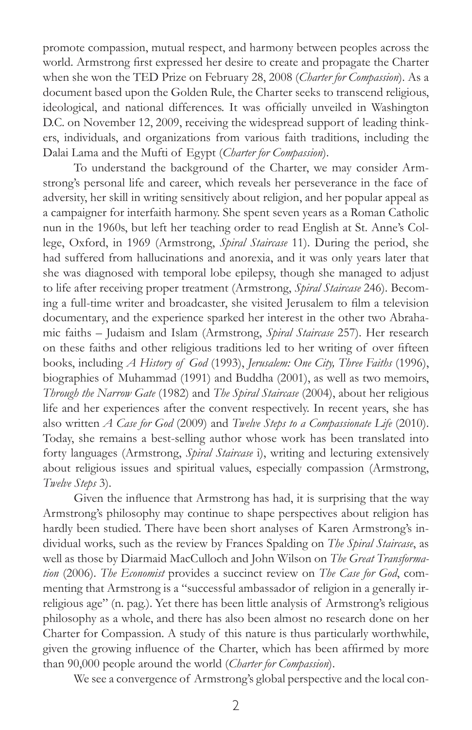promote compassion, mutual respect, and harmony between peoples across the world. Armstrong first expressed her desire to create and propagate the Charter when she won the TED Prize on February 28, 2008 (*Charter for Compassion*). As a document based upon the Golden Rule, the Charter seeks to transcend religious, ideological, and national differences. It was officially unveiled in Washington D.C. on November 12, 2009, receiving the widespread support of leading thinkers, individuals, and organizations from various faith traditions, including the Dalai Lama and the Mufti of Egypt (*Charter for Compassion*).

To understand the background of the Charter, we may consider Armstrong's personal life and career, which reveals her perseverance in the face of adversity, her skill in writing sensitively about religion, and her popular appeal as a campaigner for interfaith harmony. She spent seven years as a Roman Catholic nun in the 1960s, but left her teaching order to read English at St. Anne's College, Oxford, in 1969 (Armstrong, *Spiral Staircase* 11). During the period, she had suffered from hallucinations and anorexia, and it was only years later that she was diagnosed with temporal lobe epilepsy, though she managed to adjust to life after receiving proper treatment (Armstrong, *Spiral Staircase* 246). Becoming a full-time writer and broadcaster, she visited Jerusalem to film a television documentary, and the experience sparked her interest in the other two Abrahamic faiths – Judaism and Islam (Armstrong, *Spiral Staircase* 257). Her research on these faiths and other religious traditions led to her writing of over fifteen books, including *A History of God* (1993), *Jerusalem: One City, Three Faiths* (1996), biographies of Muhammad (1991) and Buddha (2001), as well as two memoirs, *Through the Narrow Gate* (1982) and *The Spiral Staircase* (2004), about her religious life and her experiences after the convent respectively. In recent years, she has also written *A Case for God* (2009) and *Twelve Steps to a Compassionate Life* (2010). Today, she remains a best-selling author whose work has been translated into forty languages (Armstrong, *Spiral Staircase* i), writing and lecturing extensively about religious issues and spiritual values, especially compassion (Armstrong, *Twelve Steps* 3).

Given the influence that Armstrong has had, it is surprising that the way Armstrong's philosophy may continue to shape perspectives about religion has hardly been studied. There have been short analyses of Karen Armstrong's individual works, such as the review by Frances Spalding on *The Spiral Staircase*, as well as those by Diarmaid MacCulloch and John Wilson on *The Great Transformation* (2006). *The Economist* provides a succinct review on *The Case for God*, commenting that Armstrong is a "successful ambassador of religion in a generally irreligious age" (n. pag.). Yet there has been little analysis of Armstrong's religious philosophy as a whole, and there has also been almost no research done on her Charter for Compassion. A study of this nature is thus particularly worthwhile, given the growing influence of the Charter, which has been affirmed by more than 90,000 people around the world (*Charter for Compassion*).

We see a convergence of Armstrong's global perspective and the local con-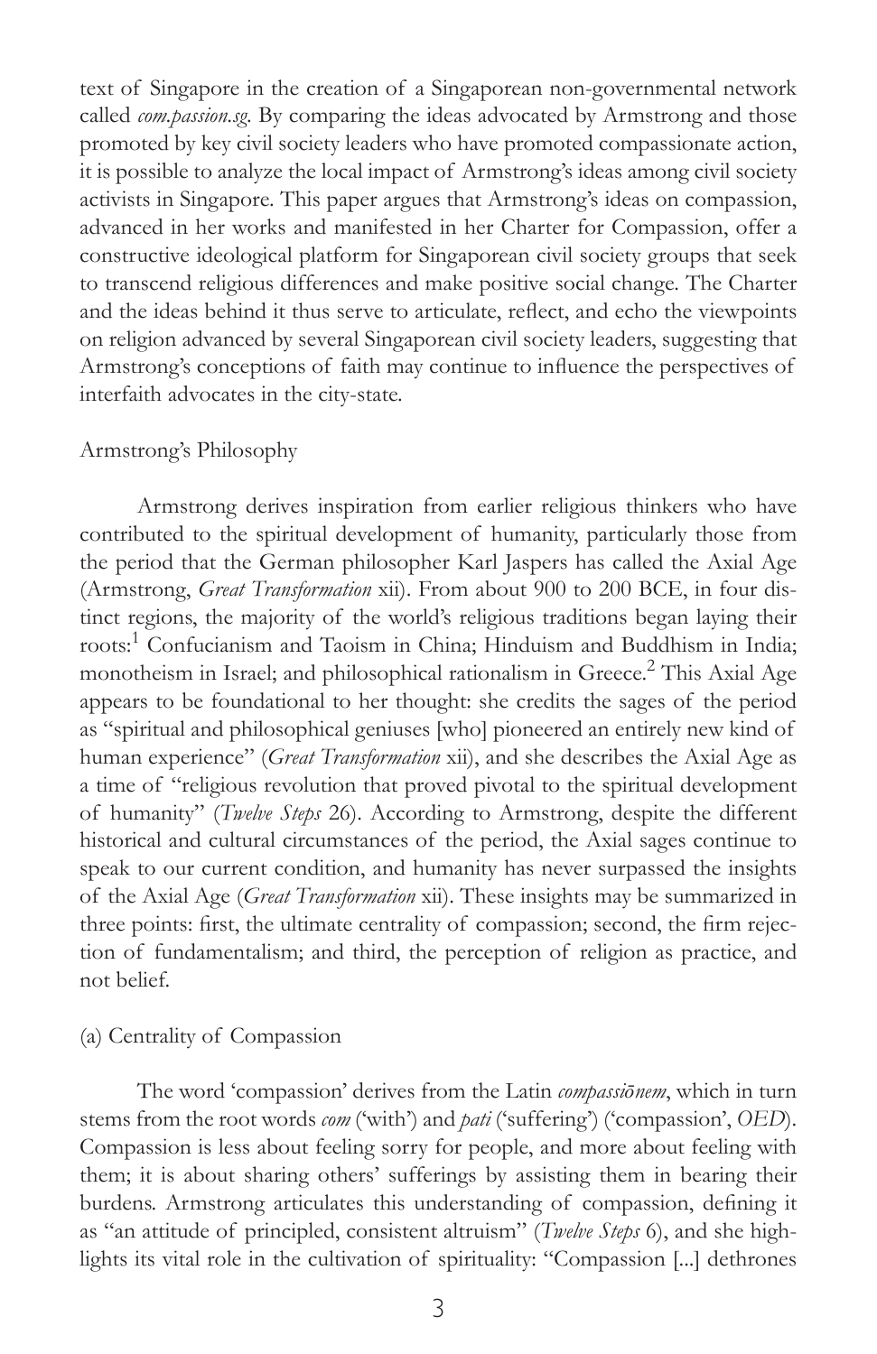text of Singapore in the creation of a Singaporean non-governmental network called *com.passion.sg*. By comparing the ideas advocated by Armstrong and those promoted by key civil society leaders who have promoted compassionate action, it is possible to analyze the local impact of Armstrong's ideas among civil society activists in Singapore. This paper argues that Armstrong's ideas on compassion, advanced in her works and manifested in her Charter for Compassion, offer a constructive ideological platform for Singaporean civil society groups that seek to transcend religious differences and make positive social change. The Charter and the ideas behind it thus serve to articulate, reflect, and echo the viewpoints on religion advanced by several Singaporean civil society leaders, suggesting that Armstrong's conceptions of faith may continue to influence the perspectives of interfaith advocates in the city-state.

## Armstrong's Philosophy

Armstrong derives inspiration from earlier religious thinkers who have contributed to the spiritual development of humanity, particularly those from the period that the German philosopher Karl Jaspers has called the Axial Age (Armstrong, *Great Transformation* xii). From about 900 to 200 BCE, in four distinct regions, the majority of the world's religious traditions began laying their roots:[1] Confucianism and Taoism in China; Hinduism and Buddhism in India; monotheism in Israel; and philosophical rationalism in Greece.[2] This Axial Age appears to be foundational to her thought: she credits the sages of the period as "spiritual and philosophical geniuses [who] pioneered an entirely new kind of human experience" (*Great Transformation* xii), and she describes the Axial Age as a time of "religious revolution that proved pivotal to the spiritual development of humanity" (*Twelve Steps* 26). According to Armstrong, despite the different historical and cultural circumstances of the period, the Axial sages continue to speak to our current condition, and humanity has never surpassed the insights of the Axial Age (*Great Transformation* xii). These insights may be summarized in three points: first, the ultimate centrality of compassion; second, the firm rejection of fundamentalism; and third, the perception of religion as practice, and not belief.

### (a) Centrality of Compassion

The word 'compassion' derives from the Latin *compassiōnem*, which in turn stems from the root words *com* ('with') and *pati* ('suffering') ('compassion', *OED*). Compassion is less about feeling sorry for people, and more about feeling with them; it is about sharing others' sufferings by assisting them in bearing their burdens. Armstrong articulates this understanding of compassion, defining it as "an attitude of principled, consistent altruism" (*Twelve Steps* 6), and she highlights its vital role in the cultivation of spirituality: "Compassion [...] dethrones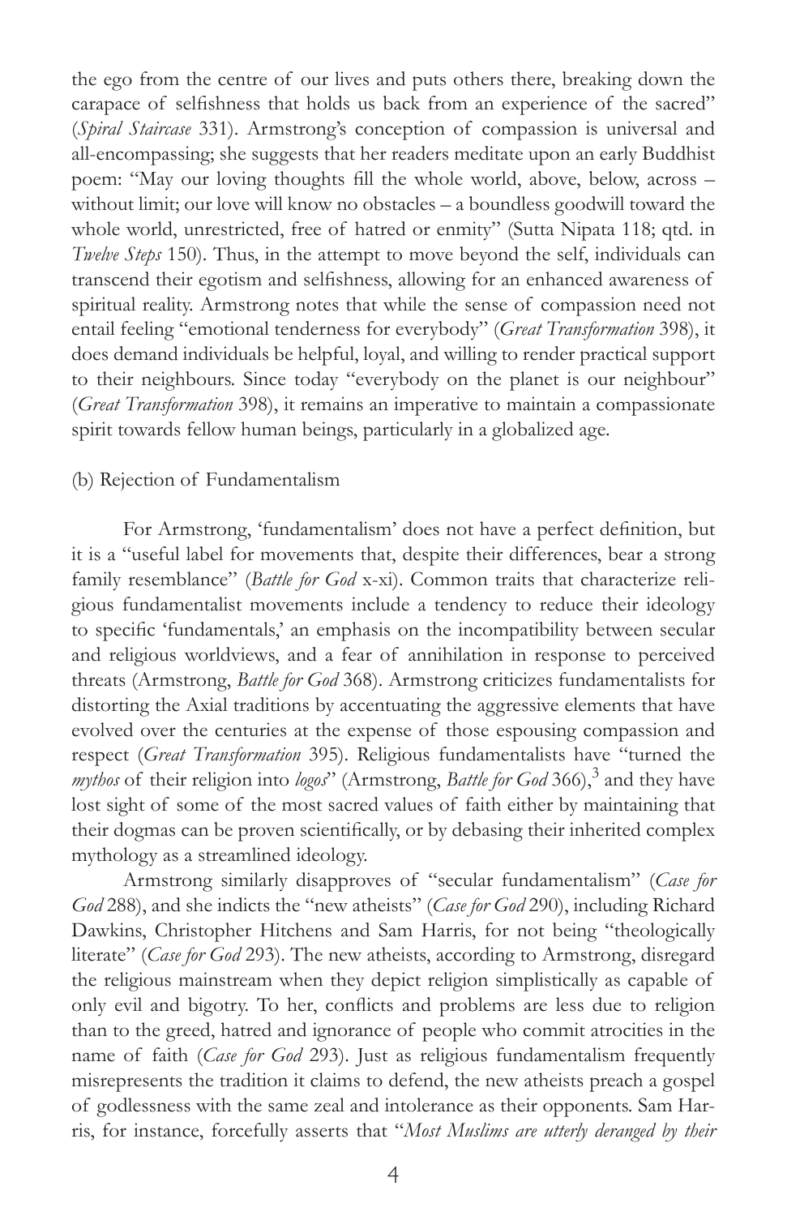the ego from the centre of our lives and puts others there, breaking down the carapace of selfishness that holds us back from an experience of the sacred" (*Spiral Staircase* 331). Armstrong's conception of compassion is universal and all-encompassing; she suggests that her readers meditate upon an early Buddhist poem: "May our loving thoughts fill the whole world, above, below, across – without limit; our love will know no obstacles – a boundless goodwill toward the whole world, unrestricted, free of hatred or enmity" (Sutta Nipata 118; qtd. in *Twelve Steps* 150). Thus, in the attempt to move beyond the self, individuals can transcend their egotism and selfishness, allowing for an enhanced awareness of spiritual reality. Armstrong notes that while the sense of compassion need not entail feeling "emotional tenderness for everybody" (*Great Transformation* 398), it does demand individuals be helpful, loyal, and willing to render practical support to their neighbours. Since today "everybody on the planet is our neighbour" (*Great Transformation* 398), it remains an imperative to maintain a compassionate spirit towards fellow human beings, particularly in a globalized age.

(b) Rejection of Fundamentalism

For Armstrong, 'fundamentalism' does not have a perfect definition, but it is a "useful label for movements that, despite their differences, bear a strong family resemblance" (*Battle for God* x-xi). Common traits that characterize religious fundamentalist movements include a tendency to reduce their ideology to specific 'fundamentals,' an emphasis on the incompatibility between secular and religious worldviews, and a fear of annihilation in response to perceived threats (Armstrong, *Battle for God* 368). Armstrong criticizes fundamentalists for distorting the Axial traditions by accentuating the aggressive elements that have evolved over the centuries at the expense of those espousing compassion and respect (*Great Transformation* 395). Religious fundamentalists have "turned the *mythos* of their religion into *logos*" (Armstrong, *Battle for God* 366),[3] and they have lost sight of some of the most sacred values of faith either by maintaining that their dogmas can be proven scientifically, or by debasing their inherited complex mythology as a streamlined ideology.

Armstrong similarly disapproves of "secular fundamentalism" (*Case for God* 288), and she indicts the "new atheists" (*Case for God* 290), including Richard Dawkins, Christopher Hitchens and Sam Harris, for not being "theologically literate" (*Case for God* 293). The new atheists, according to Armstrong, disregard the religious mainstream when they depict religion simplistically as capable of only evil and bigotry. To her, conflicts and problems are less due to religion than to the greed, hatred and ignorance of people who commit atrocities in the name of faith (*Case for God* 293). Just as religious fundamentalism frequently misrepresents the tradition it claims to defend, the new atheists preach a gospel of godlessness with the same zeal and intolerance as their opponents. Sam Harris, for instance, forcefully asserts that "*Most Muslims are utterly deranged by their*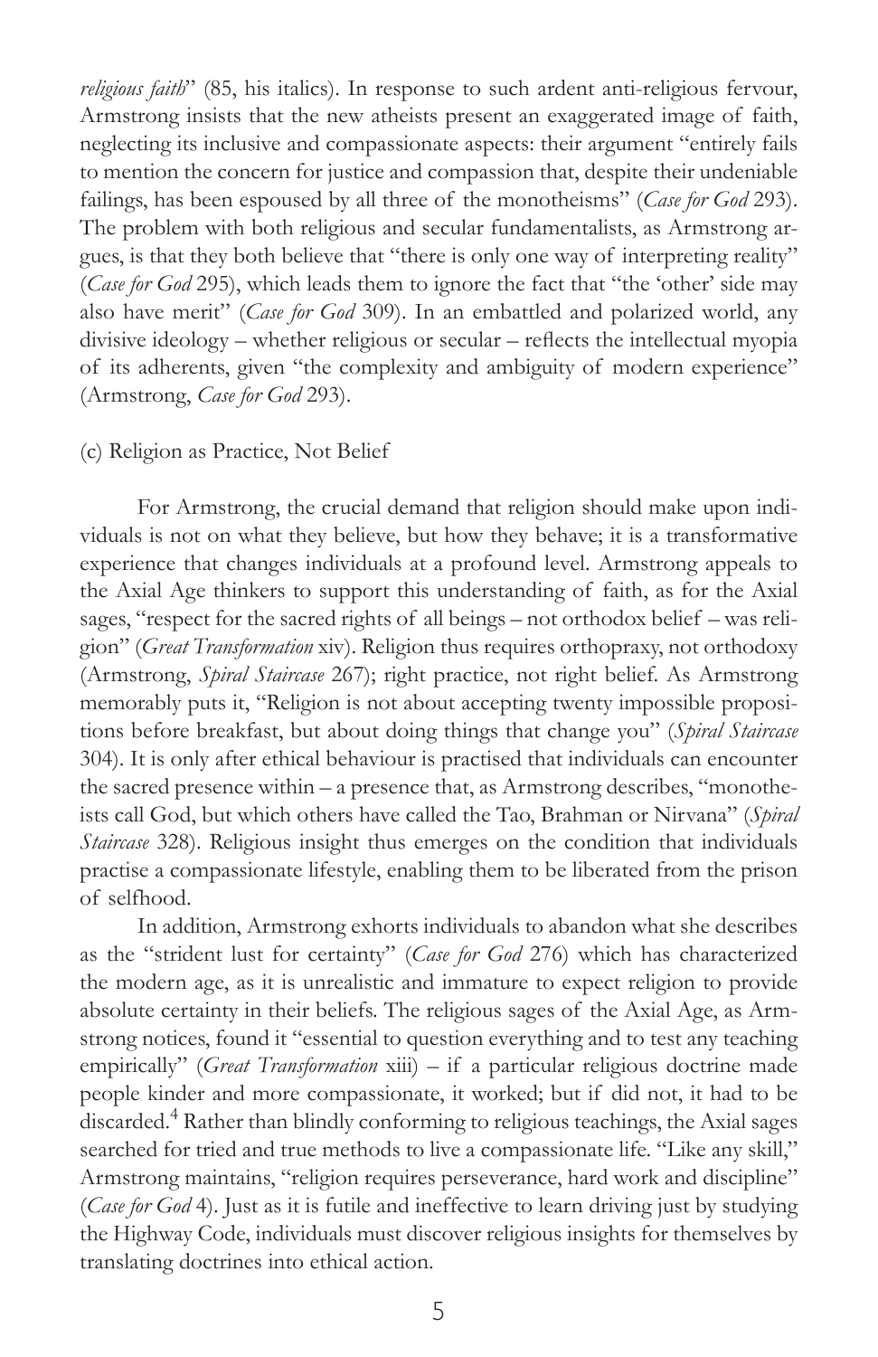*religious faith*" (85, his italics). In response to such ardent anti-religious fervour, Armstrong insists that the new atheists present an exaggerated image of faith, neglecting its inclusive and compassionate aspects: their argument "entirely fails to mention the concern for justice and compassion that, despite their undeniable failings, has been espoused by all three of the monotheisms" (*Case for God* 293). The problem with both religious and secular fundamentalists, as Armstrong argues, is that they both believe that "there is only one way of interpreting reality" (*Case for God* 295), which leads them to ignore the fact that "the 'other' side may also have merit" (*Case for God* 309). In an embattled and polarized world, any divisive ideology – whether religious or secular – reflects the intellectual myopia of its adherents, given "the complexity and ambiguity of modern experience" (Armstrong, *Case for God* 293).

(c) Religion as Practice, Not Belief

For Armstrong, the crucial demand that religion should make upon individuals is not on what they believe, but how they behave; it is a transformative experience that changes individuals at a profound level. Armstrong appeals to the Axial Age thinkers to support this understanding of faith, as for the Axial sages, "respect for the sacred rights of all beings – not orthodox belief – was religion" (*Great Transformation* xiv). Religion thus requires orthopraxy, not orthodoxy (Armstrong, *Spiral Staircase* 267); right practice, not right belief. As Armstrong memorably puts it, "Religion is not about accepting twenty impossible propositions before breakfast, but about doing things that change you" (*Spiral Staircase* 304). It is only after ethical behaviour is practised that individuals can encounter the sacred presence within – a presence that, as Armstrong describes, "monotheists call God, but which others have called the Tao, Brahman or Nirvana" (*Spiral Staircase* 328). Religious insight thus emerges on the condition that individuals practise a compassionate lifestyle, enabling them to be liberated from the prison of selfhood.

In addition, Armstrong exhorts individuals to abandon what she describes as the "strident lust for certainty" (*Case for God* 276) which has characterized the modern age, as it is unrealistic and immature to expect religion to provide absolute certainty in their beliefs. The religious sages of the Axial Age, as Armstrong notices, found it "essential to question everything and to test any teaching empirically" (*Great Transformation* xiii) – if a particular religious doctrine made people kinder and more compassionate, it worked; but if did not, it had to be discarded.[4] Rather than blindly conforming to religious teachings, the Axial sages searched for tried and true methods to live a compassionate life. "Like any skill," Armstrong maintains, "religion requires perseverance, hard work and discipline" (*Case for God* 4). Just as it is futile and ineffective to learn driving just by studying the Highway Code, individuals must discover religious insights for themselves by translating doctrines into ethical action.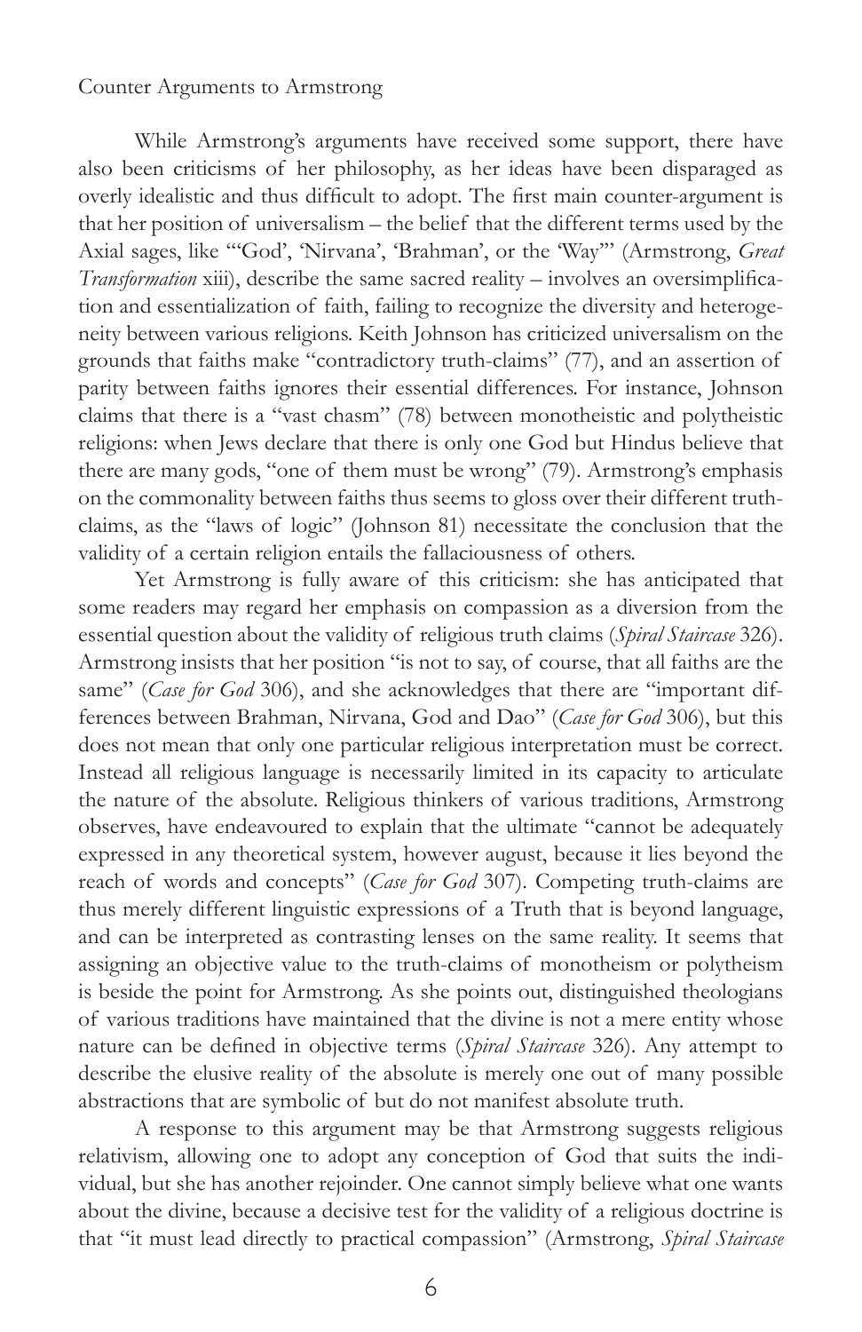## Counter Arguments to Armstrong

While Armstrong's arguments have received some support, there have also been criticisms of her philosophy, as her ideas have been disparaged as overly idealistic and thus difficult to adopt. The first main counter-argument is that her position of universalism – the belief that the different terms used by the Axial sages, like "'God', 'Nirvana', 'Brahman', or the 'Way'" (Armstrong, *Great Transformation* xiii), describe the same sacred reality – involves an oversimplification and essentialization of faith, failing to recognize the diversity and heterogeneity between various religions. Keith Johnson has criticized universalism on the grounds that faiths make "contradictory truth-claims" (77), and an assertion of parity between faiths ignores their essential differences. For instance, Johnson claims that there is a "vast chasm" (78) between monotheistic and polytheistic religions: when Jews declare that there is only one God but Hindus believe that there are many gods, "one of them must be wrong" (79). Armstrong's emphasis on the commonality between faiths thus seems to gloss over their different truth-claims, as the "laws of logic" (Johnson 81) necessitate the conclusion that the validity of a certain religion entails the fallaciousness of others.

Yet Armstrong is fully aware of this criticism: she has anticipated that some readers may regard her emphasis on compassion as a diversion from the essential question about the validity of religious truth claims (*Spiral Staircase* 326). Armstrong insists that her position "is not to say, of course, that all faiths are the same" (*Case for God* 306), and she acknowledges that there are "important differences between Brahman, Nirvana, God and Dao" (*Case for God* 306), but this does not mean that only one particular religious interpretation must be correct. Instead all religious language is necessarily limited in its capacity to articulate the nature of the absolute. Religious thinkers of various traditions, Armstrong observes, have endeavoured to explain that the ultimate "cannot be adequately expressed in any theoretical system, however august, because it lies beyond the reach of words and concepts" (*Case for God* 307). Competing truth-claims are thus merely different linguistic expressions of a Truth that is beyond language, and can be interpreted as contrasting lenses on the same reality. It seems that assigning an objective value to the truth-claims of monotheism or polytheism is beside the point for Armstrong. As she points out, distinguished theologians of various traditions have maintained that the divine is not a mere entity whose nature can be defined in objective terms (*Spiral Staircase* 326). Any attempt to describe the elusive reality of the absolute is merely one out of many possible abstractions that are symbolic of but do not manifest absolute truth.

A response to this argument may be that Armstrong suggests religious relativism, allowing one to adopt any conception of God that suits the individual, but she has another rejoinder. One cannot simply believe what one wants about the divine, because a decisive test for the validity of a religious doctrine is that "it must lead directly to practical compassion" (Armstrong, *Spiral Staircase*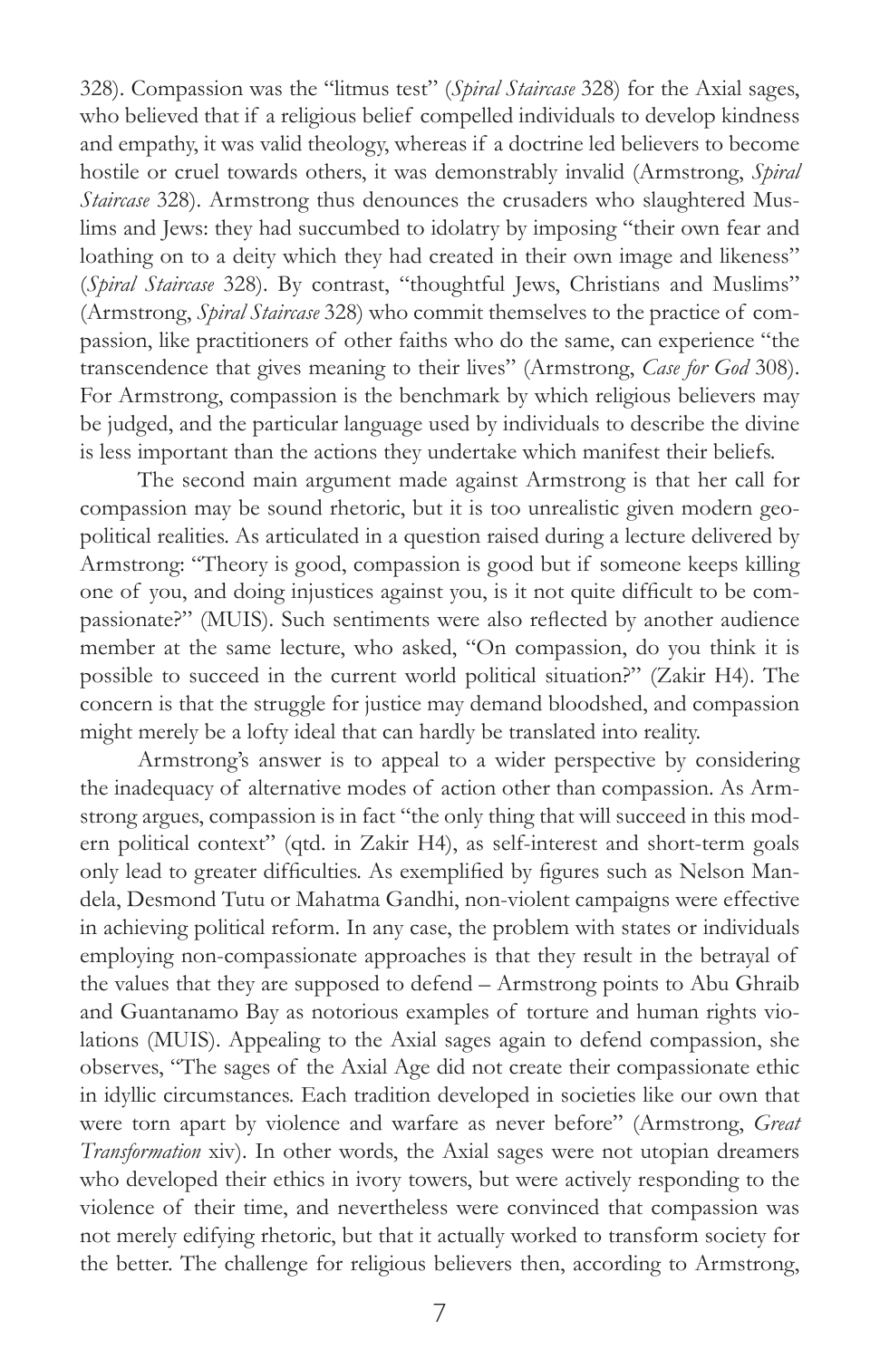328). Compassion was the "litmus test" (*Spiral Staircase* 328) for the Axial sages, who believed that if a religious belief compelled individuals to develop kindness and empathy, it was valid theology, whereas if a doctrine led believers to become hostile or cruel towards others, it was demonstrably invalid (Armstrong, *Spiral Staircase* 328). Armstrong thus denounces the crusaders who slaughtered Muslims and Jews: they had succumbed to idolatry by imposing "their own fear and loathing on to a deity which they had created in their own image and likeness" (*Spiral Staircase* 328). By contrast, "thoughtful Jews, Christians and Muslims" (Armstrong, *Spiral Staircase* 328) who commit themselves to the practice of compassion, like practitioners of other faiths who do the same, can experience "the transcendence that gives meaning to their lives" (Armstrong, *Case for God* 308). For Armstrong, compassion is the benchmark by which religious believers may be judged, and the particular language used by individuals to describe the divine is less important than the actions they undertake which manifest their beliefs.

The second main argument made against Armstrong is that her call for compassion may be sound rhetoric, but it is too unrealistic given modern geopolitical realities. As articulated in a question raised during a lecture delivered by Armstrong: "Theory is good, compassion is good but if someone keeps killing one of you, and doing injustices against you, is it not quite difficult to be compassionate?" (MUIS). Such sentiments were also reflected by another audience member at the same lecture, who asked, "On compassion, do you think it is possible to succeed in the current world political situation?" (Zakir H4). The concern is that the struggle for justice may demand bloodshed, and compassion might merely be a lofty ideal that can hardly be translated into reality.

Armstrong's answer is to appeal to a wider perspective by considering the inadequacy of alternative modes of action other than compassion. As Armstrong argues, compassion is in fact "the only thing that will succeed in this modern political context" (qtd. in Zakir H4), as self-interest and short-term goals only lead to greater difficulties. As exemplified by figures such as Nelson Mandela, Desmond Tutu or Mahatma Gandhi, non-violent campaigns were effective in achieving political reform. In any case, the problem with states or individuals employing non-compassionate approaches is that they result in the betrayal of the values that they are supposed to defend – Armstrong points to Abu Ghraib and Guantanamo Bay as notorious examples of torture and human rights violations (MUIS). Appealing to the Axial sages again to defend compassion, she observes, "The sages of the Axial Age did not create their compassionate ethic in idyllic circumstances. Each tradition developed in societies like our own that were torn apart by violence and warfare as never before" (Armstrong, *Great Transformation* xiv). In other words, the Axial sages were not utopian dreamers who developed their ethics in ivory towers, but were actively responding to the violence of their time, and nevertheless were convinced that compassion was not merely edifying rhetoric, but that it actually worked to transform society for the better. The challenge for religious believers then, according to Armstrong,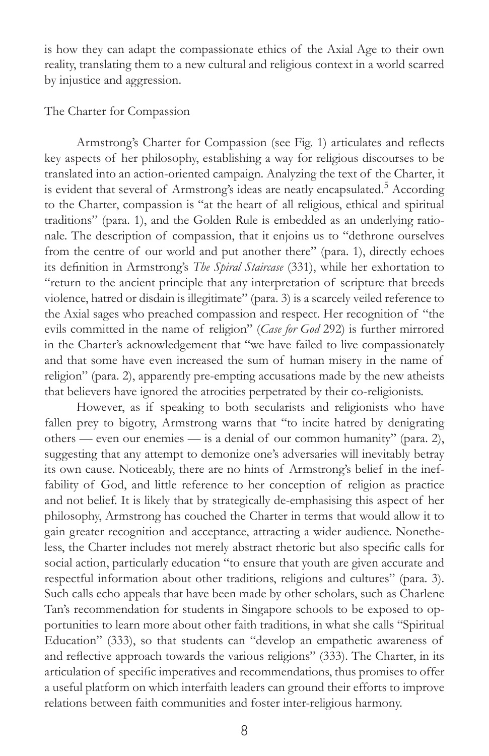is how they can adapt the compassionate ethics of the Axial Age to their own reality, translating them to a new cultural and religious context in a world scarred by injustice and aggression.

## The Charter for Compassion

Armstrong's Charter for Compassion (see Fig. 1) articulates and reflects key aspects of her philosophy, establishing a way for religious discourses to be translated into an action-oriented campaign. Analyzing the text of the Charter, it is evident that several of Armstrong's ideas are neatly encapsulated.[5] According to the Charter, compassion is "at the heart of all religious, ethical and spiritual traditions" (para. 1), and the Golden Rule is embedded as an underlying rationale. The description of compassion, that it enjoins us to "dethrone ourselves from the centre of our world and put another there" (para. 1), directly echoes its definition in Armstrong's *The Spiral Staircase* (331), while her exhortation to "return to the ancient principle that any interpretation of scripture that breeds violence, hatred or disdain is illegitimate" (para. 3) is a scarcely veiled reference to the Axial sages who preached compassion and respect. Her recognition of "the evils committed in the name of religion" (*Case for God* 292) is further mirrored in the Charter's acknowledgement that "we have failed to live compassionately and that some have even increased the sum of human misery in the name of religion" (para. 2), apparently pre-empting accusations made by the new atheists that believers have ignored the atrocities perpetrated by their co-religionists.

However, as if speaking to both secularists and religionists who have fallen prey to bigotry, Armstrong warns that "to incite hatred by denigrating others — even our enemies — is a denial of our common humanity" (para. 2), suggesting that any attempt to demonize one's adversaries will inevitably betray its own cause. Noticeably, there are no hints of Armstrong's belief in the ineffability of God, and little reference to her conception of religion as practice and not belief. It is likely that by strategically de-emphasising this aspect of her philosophy, Armstrong has couched the Charter in terms that would allow it to gain greater recognition and acceptance, attracting a wider audience. Nonetheless, the Charter includes not merely abstract rhetoric but also specific calls for social action, particularly education "to ensure that youth are given accurate and respectful information about other traditions, religions and cultures" (para. 3). Such calls echo appeals that have been made by other scholars, such as Charlene Tan's recommendation for students in Singapore schools to be exposed to opportunities to learn more about other faith traditions, in what she calls "Spiritual Education" (333), so that students can "develop an empathetic awareness of and reflective approach towards the various religions" (333). The Charter, in its articulation of specific imperatives and recommendations, thus promises to offer a useful platform on which interfaith leaders can ground their efforts to improve relations between faith communities and foster inter-religious harmony.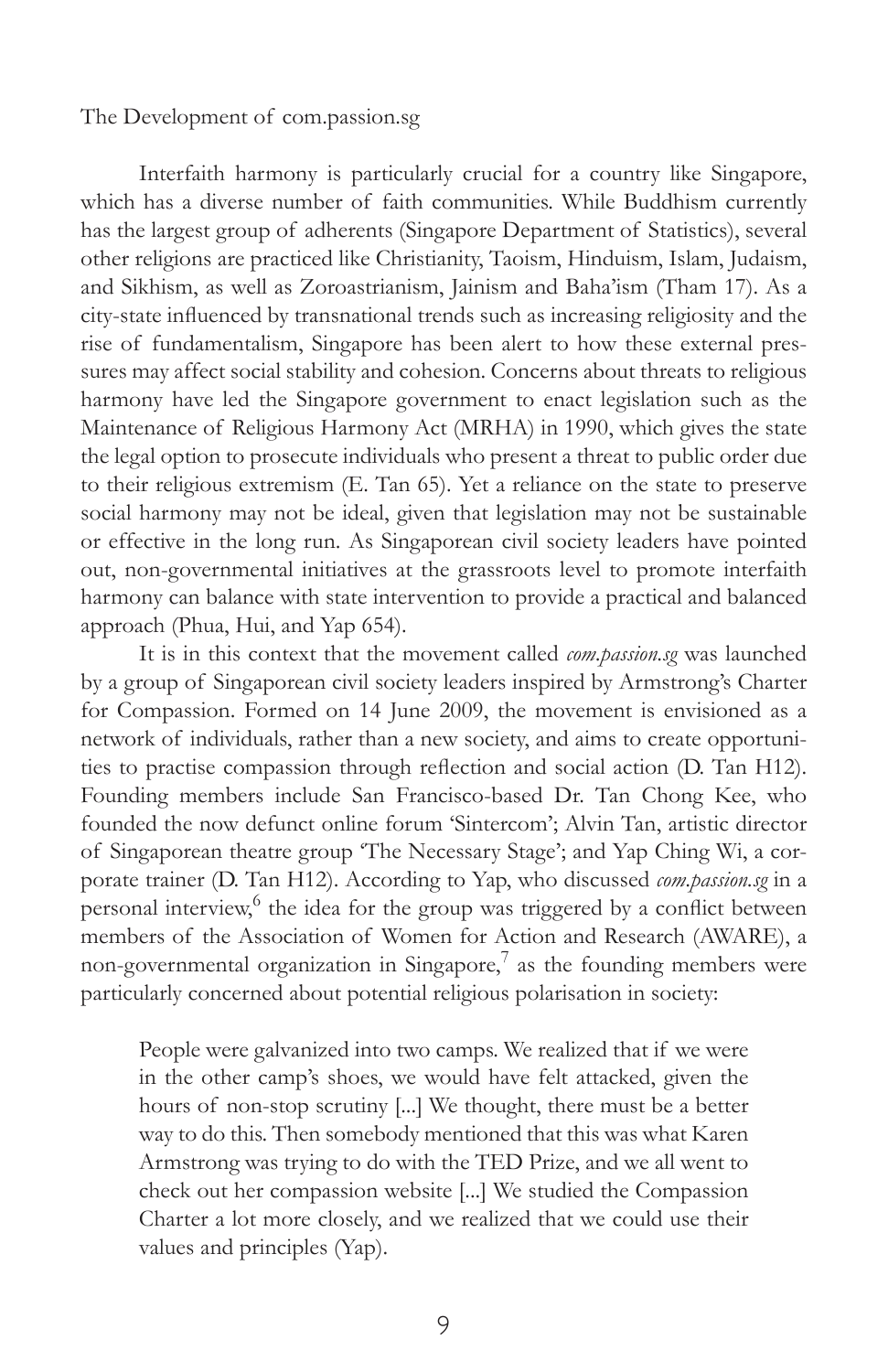## The Development of com.passion.sg

Interfaith harmony is particularly crucial for a country like Singapore, which has a diverse number of faith communities. While Buddhism currently has the largest group of adherents (Singapore Department of Statistics), several other religions are practiced like Christianity, Taoism, Hinduism, Islam, Judaism, and Sikhism, as well as Zoroastrianism, Jainism and Baha'ism (Tham 17). As a city-state influenced by transnational trends such as increasing religiosity and the rise of fundamentalism, Singapore has been alert to how these external pressures may affect social stability and cohesion. Concerns about threats to religious harmony have led the Singapore government to enact legislation such as the Maintenance of Religious Harmony Act (MRHA) in 1990, which gives the state the legal option to prosecute individuals who present a threat to public order due to their religious extremism (E. Tan 65). Yet a reliance on the state to preserve social harmony may not be ideal, given that legislation may not be sustainable or effective in the long run. As Singaporean civil society leaders have pointed out, non-governmental initiatives at the grassroots level to promote interfaith harmony can balance with state intervention to provide a practical and balanced approach (Phua, Hui, and Yap 654).

It is in this context that the movement called *com.passion.sg* was launched by a group of Singaporean civil society leaders inspired by Armstrong's Charter for Compassion. Formed on 14 June 2009, the movement is envisioned as a network of individuals, rather than a new society, and aims to create opportunities to practise compassion through reflection and social action (D. Tan H12). Founding members include San Francisco-based Dr. Tan Chong Kee, who founded the now defunct online forum 'Sintercom'; Alvin Tan, artistic director of Singaporean theatre group 'The Necessary Stage'; and Yap Ching Wi, a corporate trainer (D. Tan H12). According to Yap, who discussed *com.passion.sg* in a personal interview,[6] the idea for the group was triggered by a conflict between members of the Association of Women for Action and Research (AWARE), a non-governmental organization in Singapore,[7] as the founding members were particularly concerned about potential religious polarisation in society:

> People were galvanized into two camps. We realized that if we were in the other camp's shoes, we would have felt attacked, given the hours of non-stop scrutiny [...] We thought, there must be a better way to do this. Then somebody mentioned that this was what Karen Armstrong was trying to do with the TED Prize, and we all went to check out her compassion website [...] We studied the Compassion Charter a lot more closely, and we realized that we could use their values and principles (Yap).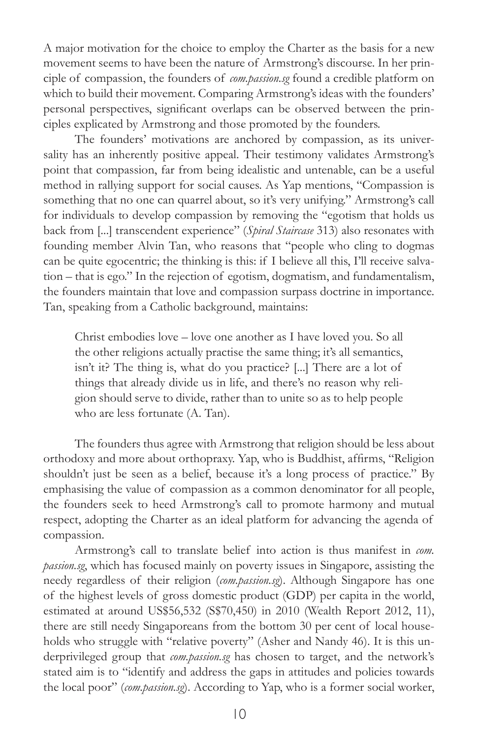A major motivation for the choice to employ the Charter as the basis for a new movement seems to have been the nature of Armstrong's discourse. In her principle of compassion, the founders of *com.passion.sg* found a credible platform on which to build their movement. Comparing Armstrong's ideas with the founders' personal perspectives, significant overlaps can be observed between the principles explicated by Armstrong and those promoted by the founders.

The founders' motivations are anchored by compassion, as its universality has an inherently positive appeal. Their testimony validates Armstrong's point that compassion, far from being idealistic and untenable, can be a useful method in rallying support for social causes. As Yap mentions, "Compassion is something that no one can quarrel about, so it's very unifying." Armstrong's call for individuals to develop compassion by removing the "egotism that holds us back from [...] transcendent experience" (*Spiral Staircase* 313) also resonates with founding member Alvin Tan, who reasons that "people who cling to dogmas can be quite egocentric; the thinking is this: if I believe all this, I'll receive salvation – that is ego." In the rejection of egotism, dogmatism, and fundamentalism, the founders maintain that love and compassion surpass doctrine in importance. Tan, speaking from a Catholic background, maintains:

> Christ embodies love – love one another as I have loved you. So all the other religions actually practise the same thing; it's all semantics, isn't it? The thing is, what do you practice? [...] There are a lot of things that already divide us in life, and there's no reason why religion should serve to divide, rather than to unite so as to help people who are less fortunate (A. Tan).

The founders thus agree with Armstrong that religion should be less about orthodoxy and more about orthopraxy. Yap, who is Buddhist, affirms, "Religion shouldn't just be seen as a belief, because it's a long process of practice." By emphasising the value of compassion as a common denominator for all people, the founders seek to heed Armstrong's call to promote harmony and mutual respect, adopting the Charter as an ideal platform for advancing the agenda of compassion.

Armstrong's call to translate belief into action is thus manifest in *com.passion.sg*, which has focused mainly on poverty issues in Singapore, assisting the needy regardless of their religion (*com.passion.sg*). Although Singapore has one of the highest levels of gross domestic product (GDP) per capita in the world, estimated at around US$56,532 (S$70,450) in 2010 (Wealth Report 2012, 11), there are still needy Singaporeans from the bottom 30 per cent of local households who struggle with "relative poverty" (Asher and Nandy 46). It is this underprivileged group that *com.passion.sg* has chosen to target, and the network's stated aim is to "identify and address the gaps in attitudes and policies towards the local poor" (*com.passion.sg*). According to Yap, who is a former social worker,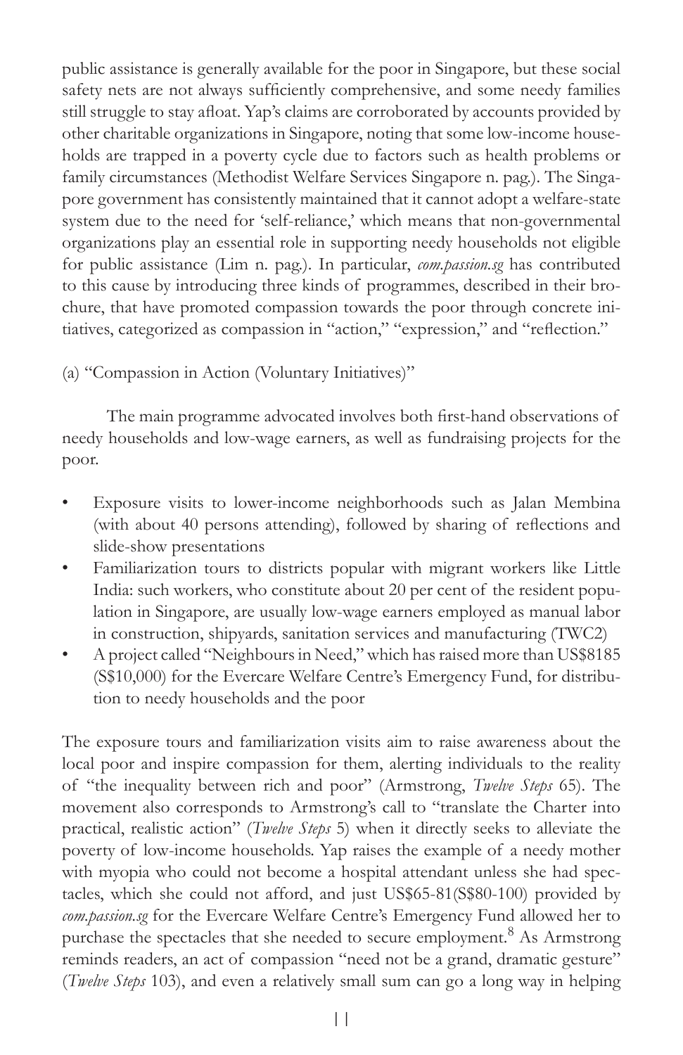public assistance is generally available for the poor in Singapore, but these social safety nets are not always sufficiently comprehensive, and some needy families still struggle to stay afloat. Yap's claims are corroborated by accounts provided by other charitable organizations in Singapore, noting that some low-income households are trapped in a poverty cycle due to factors such as health problems or family circumstances (Methodist Welfare Services Singapore n. pag.). The Singapore government has consistently maintained that it cannot adopt a welfare-state system due to the need for 'self-reliance,' which means that non-governmental organizations play an essential role in supporting needy households not eligible for public assistance (Lim n. pag.). In particular, *com.passion.sg* has contributed to this cause by introducing three kinds of programmes, described in their brochure, that have promoted compassion towards the poor through concrete initiatives, categorized as compassion in "action," "expression," and "reflection."

(a) "Compassion in Action (Voluntary Initiatives)"

The main programme advocated involves both first-hand observations of needy households and low-wage earners, as well as fundraising projects for the poor.

- Exposure visits to lower-income neighborhoods such as Jalan Membina (with about 40 persons attending), followed by sharing of reflections and slide-show presentations
- Familiarization tours to districts popular with migrant workers like Little India: such workers, who constitute about 20 per cent of the resident population in Singapore, are usually low-wage earners employed as manual labor in construction, shipyards, sanitation services and manufacturing (TWC2)
- A project called "Neighbours in Need," which has raised more than US$8185 (S$10,000) for the Evercare Welfare Centre's Emergency Fund, for distribution to needy households and the poor

The exposure tours and familiarization visits aim to raise awareness about the local poor and inspire compassion for them, alerting individuals to the reality of "the inequality between rich and poor" (Armstrong, *Twelve Steps* 65). The movement also corresponds to Armstrong's call to "translate the Charter into practical, realistic action" (*Twelve Steps* 5) when it directly seeks to alleviate the poverty of low-income households. Yap raises the example of a needy mother with myopia who could not become a hospital attendant unless she had spectacles, which she could not afford, and just US$65-81(S$80-100) provided by *com.passion.sg* for the Evercare Welfare Centre's Emergency Fund allowed her to purchase the spectacles that she needed to secure employment.[8] As Armstrong reminds readers, an act of compassion "need not be a grand, dramatic gesture" (*Twelve Steps* 103), and even a relatively small sum can go a long way in helping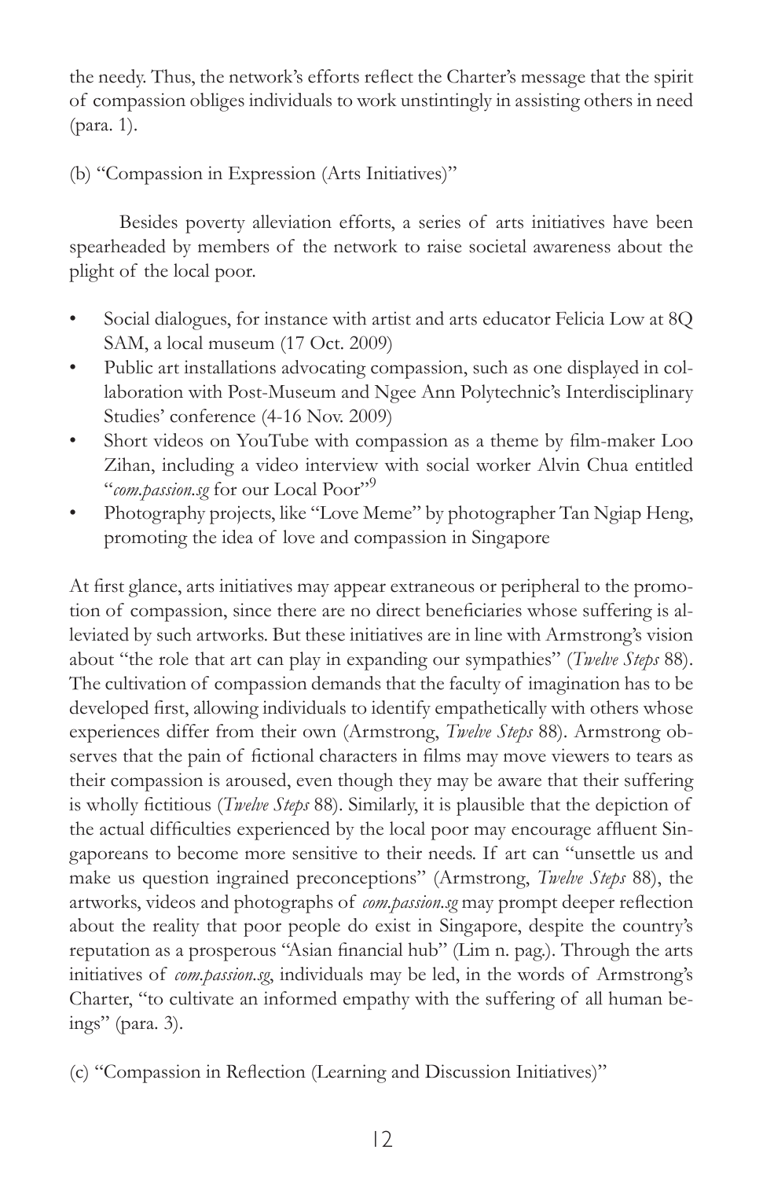the needy. Thus, the network's efforts reflect the Charter's message that the spirit of compassion obliges individuals to work unstintingly in assisting others in need (para. 1).

(b) "Compassion in Expression (Arts Initiatives)"

Besides poverty alleviation efforts, a series of arts initiatives have been spearheaded by members of the network to raise societal awareness about the plight of the local poor.

- Social dialogues, for instance with artist and arts educator Felicia Low at 8Q SAM, a local museum (17 Oct. 2009)
- Public art installations advocating compassion, such as one displayed in collaboration with Post-Museum and Ngee Ann Polytechnic's Interdisciplinary Studies' conference (4-16 Nov. 2009)
- Short videos on YouTube with compassion as a theme by film-maker Loo Zihan, including a video interview with social worker Alvin Chua entitled "*com.passion.sg* for our Local Poor"[9]
- Photography projects, like "Love Meme" by photographer Tan Ngiap Heng, promoting the idea of love and compassion in Singapore

At first glance, arts initiatives may appear extraneous or peripheral to the promotion of compassion, since there are no direct beneficiaries whose suffering is alleviated by such artworks. But these initiatives are in line with Armstrong's vision about "the role that art can play in expanding our sympathies" (*Twelve Steps* 88). The cultivation of compassion demands that the faculty of imagination has to be developed first, allowing individuals to identify empathetically with others whose experiences differ from their own (Armstrong, *Twelve Steps* 88). Armstrong observes that the pain of fictional characters in films may move viewers to tears as their compassion is aroused, even though they may be aware that their suffering is wholly fictitious (*Twelve Steps* 88). Similarly, it is plausible that the depiction of the actual difficulties experienced by the local poor may encourage affluent Singaporeans to become more sensitive to their needs. If art can "unsettle us and make us question ingrained preconceptions" (Armstrong, *Twelve Steps* 88), the artworks, videos and photographs of *com.passion.sg* may prompt deeper reflection about the reality that poor people do exist in Singapore, despite the country's reputation as a prosperous "Asian financial hub" (Lim n. pag.). Through the arts initiatives of *com.passion.sg*, individuals may be led, in the words of Armstrong's Charter, "to cultivate an informed empathy with the suffering of all human beings" (para. 3).

(c) "Compassion in Reflection (Learning and Discussion Initiatives)"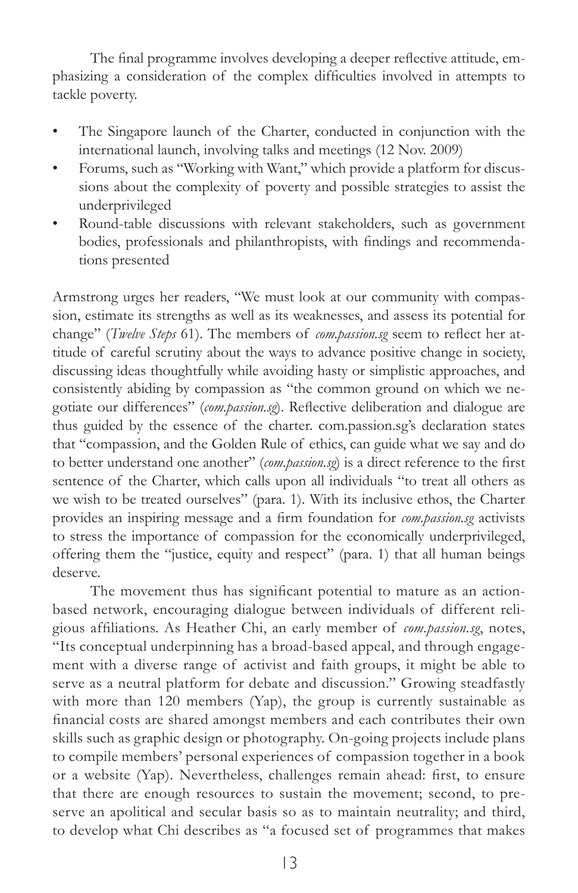The final programme involves developing a deeper reflective attitude, emphasizing a consideration of the complex difficulties involved in attempts to tackle poverty.

- The Singapore launch of the Charter, conducted in conjunction with the international launch, involving talks and meetings (12 Nov. 2009)
- Forums, such as "Working with Want," which provide a platform for discussions about the complexity of poverty and possible strategies to assist the underprivileged
- Round-table discussions with relevant stakeholders, such as government bodies, professionals and philanthropists, with findings and recommendations presented

Armstrong urges her readers, "We must look at our community with compassion, estimate its strengths as well as its weaknesses, and assess its potential for change" (*Twelve Steps* 61). The members of *com.passion.sg* seem to reflect her attitude of careful scrutiny about the ways to advance positive change in society, discussing ideas thoughtfully while avoiding hasty or simplistic approaches, and consistently abiding by compassion as "the common ground on which we negotiate our differences" (*com.passion.sg*). Reflective deliberation and dialogue are thus guided by the essence of the charter. com.passion.sg's declaration states that "compassion, and the Golden Rule of ethics, can guide what we say and do to better understand one another" (*com.passion.sg*) is a direct reference to the first sentence of the Charter, which calls upon all individuals "to treat all others as we wish to be treated ourselves" (para. 1). With its inclusive ethos, the Charter provides an inspiring message and a firm foundation for *com.passion.sg* activists to stress the importance of compassion for the economically underprivileged, offering them the "justice, equity and respect" (para. 1) that all human beings deserve.

The movement thus has significant potential to mature as an action-based network, encouraging dialogue between individuals of different religious affiliations. As Heather Chi, an early member of *com.passion.sg*, notes, "Its conceptual underpinning has a broad-based appeal, and through engagement with a diverse range of activist and faith groups, it might be able to serve as a neutral platform for debate and discussion." Growing steadfastly with more than 120 members (Yap), the group is currently sustainable as financial costs are shared amongst members and each contributes their own skills such as graphic design or photography. On-going projects include plans to compile members' personal experiences of compassion together in a book or a website (Yap). Nevertheless, challenges remain ahead: first, to ensure that there are enough resources to sustain the movement; second, to preserve an apolitical and secular basis so as to maintain neutrality; and third, to develop what Chi describes as "a focused set of programmes that makes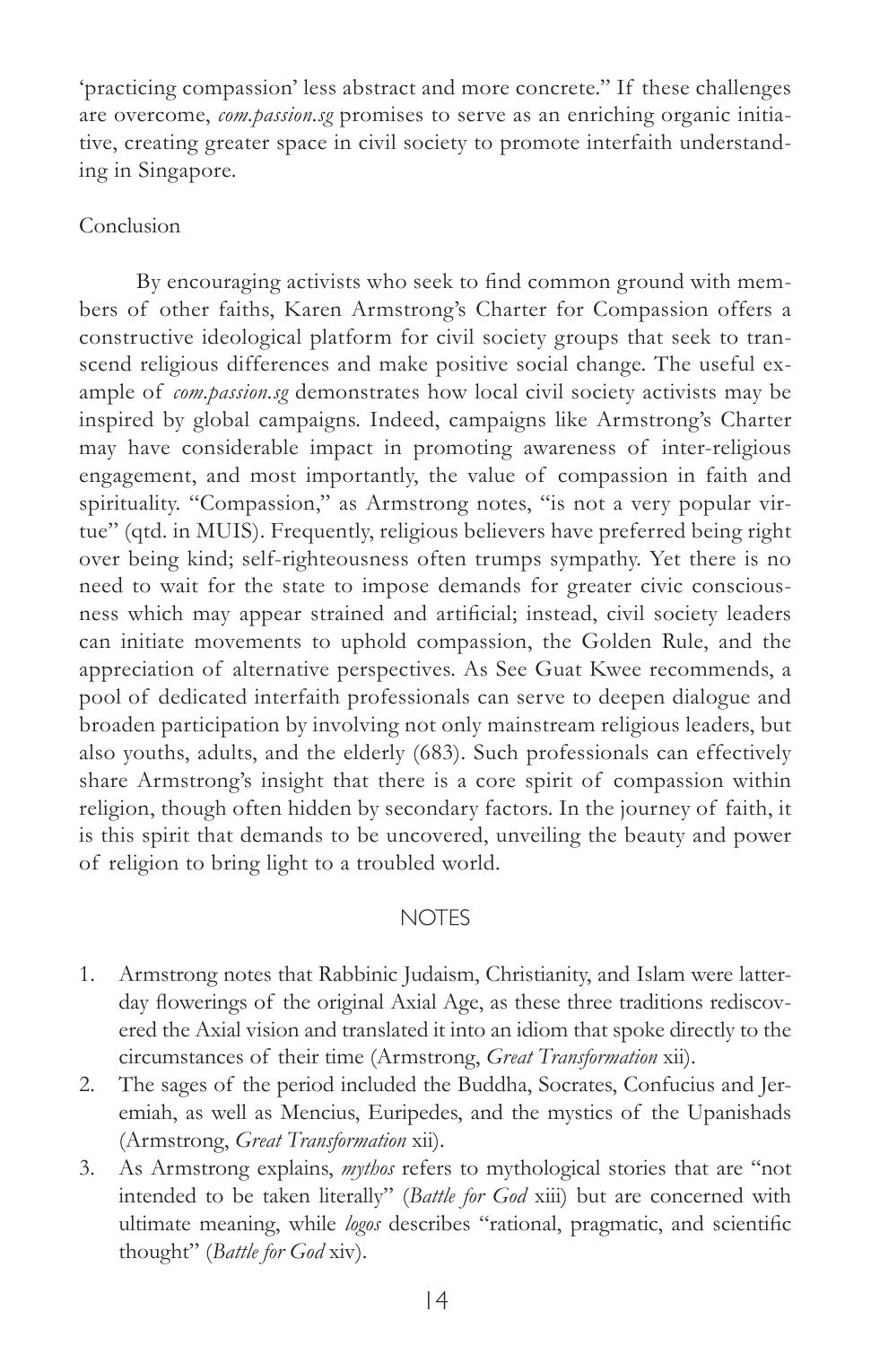'practicing compassion' less abstract and more concrete." If these challenges are overcome, *com.passion.sg* promises to serve as an enriching organic initiative, creating greater space in civil society to promote interfaith understanding in Singapore.

## Conclusion

By encouraging activists who seek to find common ground with members of other faiths, Karen Armstrong's Charter for Compassion offers a constructive ideological platform for civil society groups that seek to transcend religious differences and make positive social change. The useful example of *com.passion.sg* demonstrates how local civil society activists may be inspired by global campaigns. Indeed, campaigns like Armstrong's Charter may have considerable impact in promoting awareness of inter-religious engagement, and most importantly, the value of compassion in faith and spirituality. "Compassion," as Armstrong notes, "is not a very popular virtue" (qtd. in MUIS). Frequently, religious believers have preferred being right over being kind; self-righteousness often trumps sympathy. Yet there is no need to wait for the state to impose demands for greater civic consciousness which may appear strained and artificial; instead, civil society leaders can initiate movements to uphold compassion, the Golden Rule, and the appreciation of alternative perspectives. As See Guat Kwee recommends, a pool of dedicated interfaith professionals can serve to deepen dialogue and broaden participation by involving not only mainstream religious leaders, but also youths, adults, and the elderly (683). Such professionals can effectively share Armstrong's insight that there is a core spirit of compassion within religion, though often hidden by secondary factors. In the journey of faith, it is this spirit that demands to be uncovered, unveiling the beauty and power of religion to bring light to a troubled world.

## NOTES

1. Armstrong notes that Rabbinic Judaism, Christianity, and Islam were latter-day flowerings of the original Axial Age, as these three traditions rediscovered the Axial vision and translated it into an idiom that spoke directly to the circumstances of their time (Armstrong, *Great Transformation* xii).
2. The sages of the period included the Buddha, Socrates, Confucius and Jeremiah, as well as Mencius, Euripedes, and the mystics of the Upanishads (Armstrong, *Great Transformation* xii).
3. As Armstrong explains, *mythos* refers to mythological stories that are "not intended to be taken literally" (*Battle for God* xiii) but are concerned with ultimate meaning, while *logos* describes "rational, pragmatic, and scientific thought" (*Battle for God* xiv).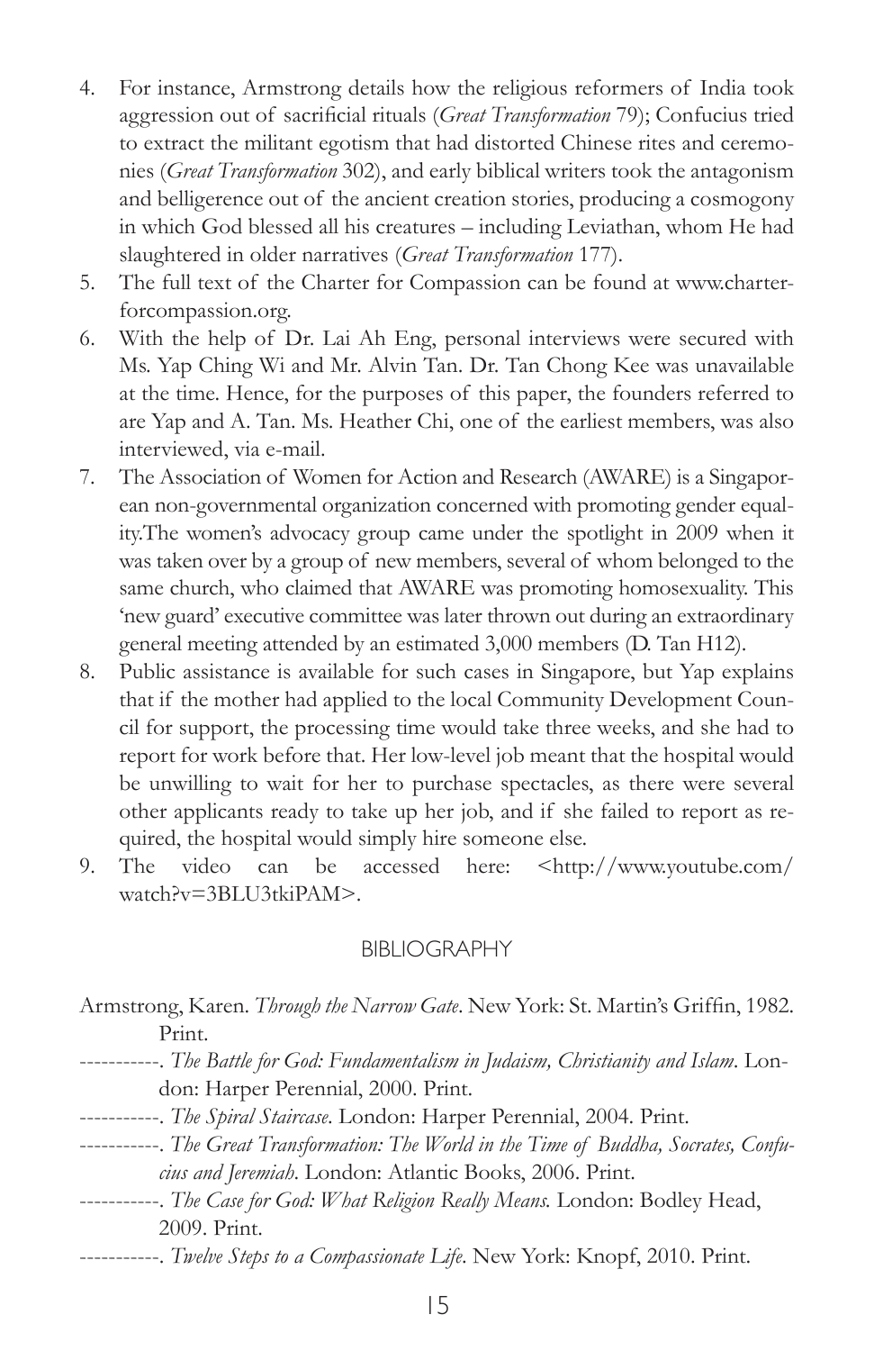4. For instance, Armstrong details how the religious reformers of India took aggression out of sacrificial rituals (*Great Transformation* 79); Confucius tried to extract the militant egotism that had distorted Chinese rites and ceremonies (*Great Transformation* 302), and early biblical writers took the antagonism and belligerence out of the ancient creation stories, producing a cosmogony in which God blessed all his creatures – including Leviathan, whom He had slaughtered in older narratives (*Great Transformation* 177).
5. The full text of the Charter for Compassion can be found at www.charterforcompassion.org.
6. With the help of Dr. Lai Ah Eng, personal interviews were secured with Ms. Yap Ching Wi and Mr. Alvin Tan. Dr. Tan Chong Kee was unavailable at the time. Hence, for the purposes of this paper, the founders referred to are Yap and A. Tan. Ms. Heather Chi, one of the earliest members, was also interviewed, via e-mail.
7. The Association of Women for Action and Research (AWARE) is a Singaporean non-governmental organization concerned with promoting gender equality.The women's advocacy group came under the spotlight in 2009 when it was taken over by a group of new members, several of whom belonged to the same church, who claimed that AWARE was promoting homosexuality. This 'new guard' executive committee was later thrown out during an extraordinary general meeting attended by an estimated 3,000 members (D. Tan H12).
8. Public assistance is available for such cases in Singapore, but Yap explains that if the mother had applied to the local Community Development Council for support, the processing time would take three weeks, and she had to report for work before that. Her low-level job meant that the hospital would be unwilling to wait for her to purchase spectacles, as there were several other applicants ready to take up her job, and if she failed to report as required, the hospital would simply hire someone else.
9. The video can be accessed here: <http://www.youtube.com/watch?v=3BLU3tkiPAM>.

## BIBLIOGRAPHY

Armstrong, Karen. *Through the Narrow Gate*. New York: St. Martin's Griffin, 1982. Print.

-----------. *The Battle for God: Fundamentalism in Judaism, Christianity and Islam*. London: Harper Perennial, 2000. Print.

-----------. *The Spiral Staircase*. London: Harper Perennial, 2004. Print.

-----------. *The Great Transformation: The World in the Time of Buddha, Socrates, Confucius and Jeremiah*. London: Atlantic Books, 2006. Print.

-----------. *The Case for God: What Religion Really Means.* London: Bodley Head, 2009. Print.

-----------. *Twelve Steps to a Compassionate Life*. New York: Knopf, 2010. Print.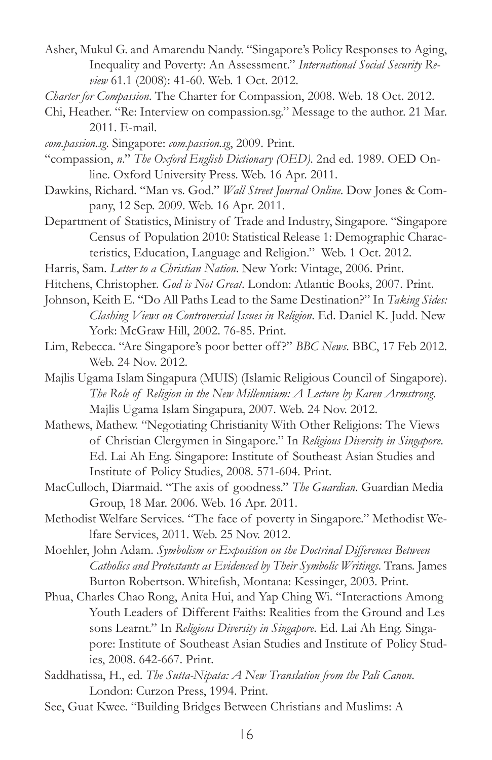Asher, Mukul G. and Amarendu Nandy. "Singapore's Policy Responses to Aging, Inequality and Poverty: An Assessment." *International Social Security Review* 61.1 (2008): 41-60. Web. 1 Oct. 2012.

*Charter for Compassion*. The Charter for Compassion, 2008. Web. 18 Oct. 2012.

Chi, Heather. "Re: Interview on compassion.sg." Message to the author. 21 Mar. 2011. E-mail.

*com.passion.sg*. Singapore: *com.passion.sg*, 2009. Print.

"compassion, *n*." *The Oxford English Dictionary (OED)*. 2nd ed. 1989. OED Online. Oxford University Press. Web. 16 Apr. 2011.

Dawkins, Richard. "Man vs. God." *Wall Street Journal Online*. Dow Jones & Company, 12 Sep. 2009. Web. 16 Apr. 2011.

Department of Statistics, Ministry of Trade and Industry, Singapore. "Singapore Census of Population 2010: Statistical Release 1: Demographic Characteristics, Education, Language and Religion." Web. 1 Oct. 2012.

Harris, Sam. *Letter to a Christian Nation*. New York: Vintage, 2006. Print.

Hitchens, Christopher. *God is Not Great*. London: Atlantic Books, 2007. Print.

Johnson, Keith E. "Do All Paths Lead to the Same Destination?" In *Taking Sides: Clashing Views on Controversial Issues in Religion*. Ed. Daniel K. Judd. New York: McGraw Hill, 2002. 76-85. Print.

Lim, Rebecca. "Are Singapore's poor better off?" *BBC News*. BBC, 17 Feb 2012. Web. 24 Nov. 2012.

Majlis Ugama Islam Singapura (MUIS) (Islamic Religious Council of Singapore). *The Role of Religion in the New Millennium: A Lecture by Karen Armstrong*. Majlis Ugama Islam Singapura, 2007. Web. 24 Nov. 2012.

Mathews, Mathew. "Negotiating Christianity With Other Religions: The Views of Christian Clergymen in Singapore." In *Religious Diversity in Singapore*. Ed. Lai Ah Eng. Singapore: Institute of Southeast Asian Studies and Institute of Policy Studies, 2008. 571-604. Print.

MacCulloch, Diarmaid. "The axis of goodness." *The Guardian*. Guardian Media Group, 18 Mar. 2006. Web. 16 Apr. 2011.

Methodist Welfare Services. "The face of poverty in Singapore." Methodist Welfare Services, 2011. Web. 25 Nov. 2012.

Moehler, John Adam. *Symbolism or Exposition on the Doctrinal Differences Between Catholics and Protestants as Evidenced by Their Symbolic Writings*. Trans. James Burton Robertson. Whitefish, Montana: Kessinger, 2003. Print.

Phua, Charles Chao Rong, Anita Hui, and Yap Ching Wi. "Interactions Among Youth Leaders of Different Faiths: Realities from the Ground and Lessons Learnt." In *Religious Diversity in Singapore*. Ed. Lai Ah Eng. Singapore: Institute of Southeast Asian Studies and Institute of Policy Studies, 2008. 642-667. Print.

Saddhatissa, H., ed. *The Sutta-Nipata: A New Translation from the Pali Canon*. London: Curzon Press, 1994. Print.

See, Guat Kwee. "Building Bridges Between Christians and Muslims: A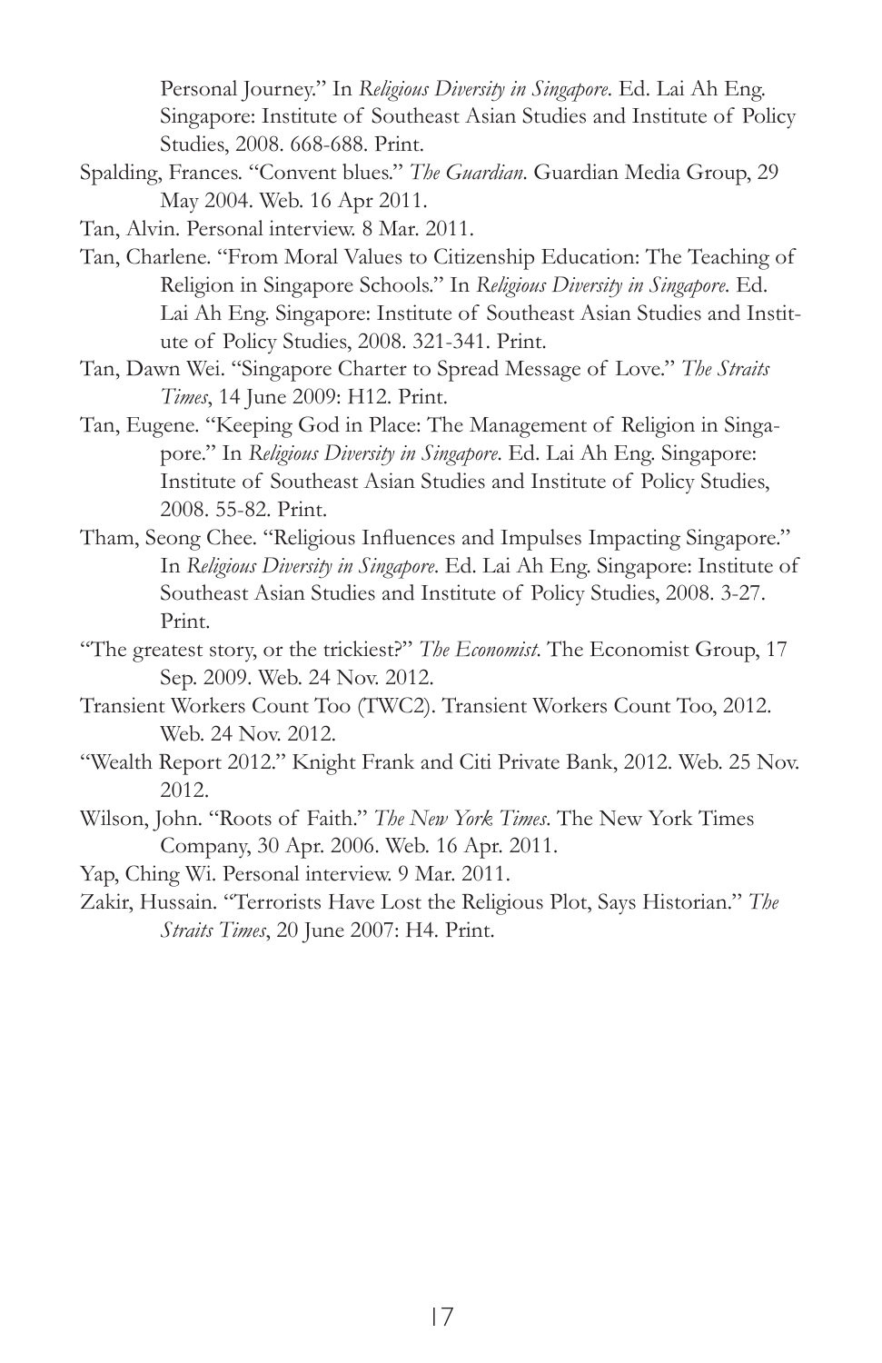Personal Journey." In *Religious Diversity in Singapore*. Ed. Lai Ah Eng. Singapore: Institute of Southeast Asian Studies and Institute of Policy Studies, 2008. 668-688. Print.

Spalding, Frances. "Convent blues." *The Guardian*. Guardian Media Group, 29 May 2004. Web. 16 Apr 2011.

Tan, Alvin. Personal interview. 8 Mar. 2011.

Tan, Charlene. "From Moral Values to Citizenship Education: The Teaching of Religion in Singapore Schools." In *Religious Diversity in Singapore*. Ed. Lai Ah Eng. Singapore: Institute of Southeast Asian Studies and Institute of Policy Studies, 2008. 321-341. Print.

Tan, Dawn Wei. "Singapore Charter to Spread Message of Love." *The Straits Times*, 14 June 2009: H12. Print.

Tan, Eugene. "Keeping God in Place: The Management of Religion in Singapore." In *Religious Diversity in Singapore*. Ed. Lai Ah Eng. Singapore: Institute of Southeast Asian Studies and Institute of Policy Studies, 2008. 55-82. Print.

Tham, Seong Chee. "Religious Influences and Impulses Impacting Singapore." In *Religious Diversity in Singapore*. Ed. Lai Ah Eng. Singapore: Institute of Southeast Asian Studies and Institute of Policy Studies, 2008. 3-27. Print.

"The greatest story, or the trickiest?" *The Economist*. The Economist Group, 17 Sep. 2009. Web. 24 Nov. 2012.

Transient Workers Count Too (TWC2). Transient Workers Count Too, 2012. Web. 24 Nov. 2012.

"Wealth Report 2012." Knight Frank and Citi Private Bank, 2012. Web. 25 Nov. 2012.

Wilson, John. "Roots of Faith." *The New York Times*. The New York Times Company, 30 Apr. 2006. Web. 16 Apr. 2011.

Yap, Ching Wi. Personal interview. 9 Mar. 2011.

Zakir, Hussain. "Terrorists Have Lost the Religious Plot, Says Historian." *The Straits Times*, 20 June 2007: H4. Print.